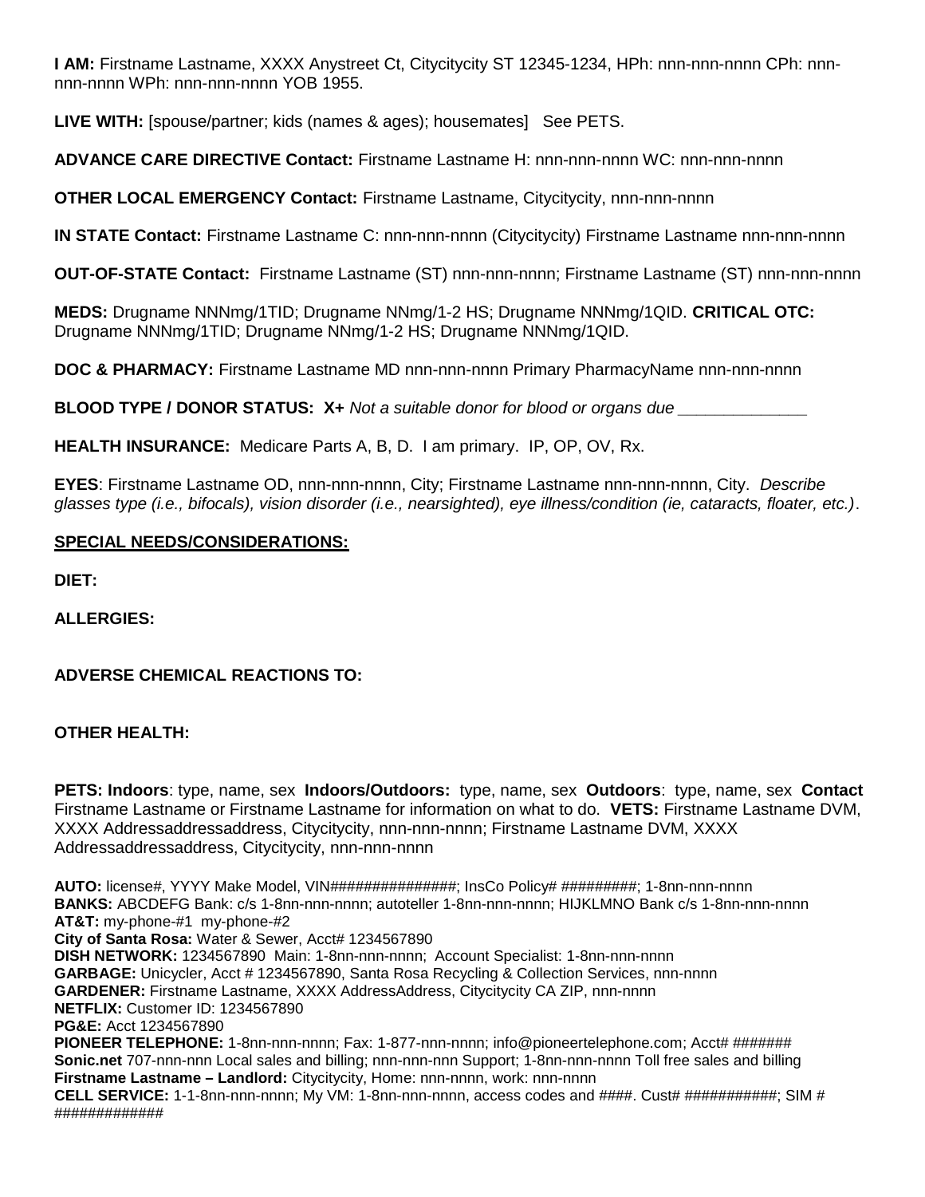**I AM:** Firstname Lastname, XXXX Anystreet Ct, Citycitycity ST 12345-1234, HPh: nnn-nnn-nnnn CPh: nnn-nnn-nnnn WPh: nnn-nnn-nnnn YOB 1955.

**LIVE WITH:** [spouse/partner; kids (names & ages); housemates]   See PETS.

**ADVANCE CARE DIRECTIVE Contact:** Firstname Lastname H: nnn-nnn-nnnn WC: nnn-nnn-nnnn

**OTHER LOCAL EMERGENCY Contact:** Firstname Lastname, Citycitycity, nnn-nnn-nnnn

**IN STATE Contact:** Firstname Lastname C: nnn-nnn-nnnn (Citycitycity) Firstname Lastname nnn-nnn-nnnn

**OUT-OF-STATE Contact:** Firstname Lastname (ST) nnn-nnn-nnnn; Firstname Lastname (ST) nnn-nnn-nnnn

**MEDS:** Drugname NNNmg/1TID; Drugname NNmg/1-2 HS; Drugname NNNmg/1QID. **CRITICAL OTC:** Drugname NNNmg/1TID; Drugname NNmg/1-2 HS; Drugname NNNmg/1QID.

**DOC & PHARMACY:** Firstname Lastname MD nnn-nnn-nnnn Primary PharmacyName nnn-nnn-nnnn

**BLOOD TYPE / DONOR STATUS: X+** *Not a suitable donor for blood or organs due ______________*

**HEALTH INSURANCE:** Medicare Parts A, B, D. I am primary. IP, OP, OV, Rx.

**EYES**: Firstname Lastname OD, nnn-nnn-nnnn, City; Firstname Lastname nnn-nnn-nnnn, City. *Describe glasses type (i.e., bifocals), vision disorder (i.e., nearsighted), eye illness/condition (ie, cataracts, floater, etc.)*.

**<u>SPECIAL NEEDS/CONSIDERATIONS:</u>**

**DIET:**

**ALLERGIES:**

**ADVERSE CHEMICAL REACTIONS TO:**

**OTHER HEALTH:**

**PETS: Indoors**: type, name, sex **Indoors/Outdoors:** type, name, sex **Outdoors**: type, name, sex **Contact** Firstname Lastname or Firstname Lastname for information on what to do. **VETS:** Firstname Lastname DVM, XXXX Addressaddressaddress, Citycitycity, nnn-nnn-nnnn; Firstname Lastname DVM, XXXX Addressaddressaddress, Citycitycity, nnn-nnn-nnnn

**AUTO:** license#, YYYY Make Model, VIN###############; InsCo Policy# #########; 1-8nn-nnn-nnnn
**BANKS:** ABCDEFG Bank: c/s 1-8nn-nnn-nnnn; autoteller 1-8nn-nnn-nnnn; HIJKLMNO Bank c/s 1-8nn-nnn-nnnn
**AT&T:** my-phone-#1 my-phone-#2
**City of Santa Rosa:** Water & Sewer, Acct# 1234567890
**DISH NETWORK:** 1234567890 Main: 1-8nn-nnn-nnnn; Account Specialist: 1-8nn-nnn-nnnn
**GARBAGE:** Unicycler, Acct # 1234567890, Santa Rosa Recycling & Collection Services, nnn-nnnn
**GARDENER:** Firstname Lastname, XXXX AddressAddress, Citycitycity CA ZIP, nnn-nnnn
**NETFLIX:** Customer ID: 1234567890
**PG&E:** Acct 1234567890
**PIONEER TELEPHONE:** 1-8nn-nnn-nnnn; Fax: 1-877-nnn-nnnn; info@pioneertelephone.com; Acct# #######
**Sonic.net** 707-nnn-nnn Local sales and billing; nnn-nnn-nnn Support; 1-8nn-nnn-nnnn Toll free sales and billing
**Firstname Lastname – Landlord:** Citycitycity, Home: nnn-nnnn, work: nnn-nnnn
**CELL SERVICE:** 1-1-8nn-nnn-nnnn; My VM: 1-8nn-nnn-nnnn, access codes and ####. Cust# ###########; SIM # #############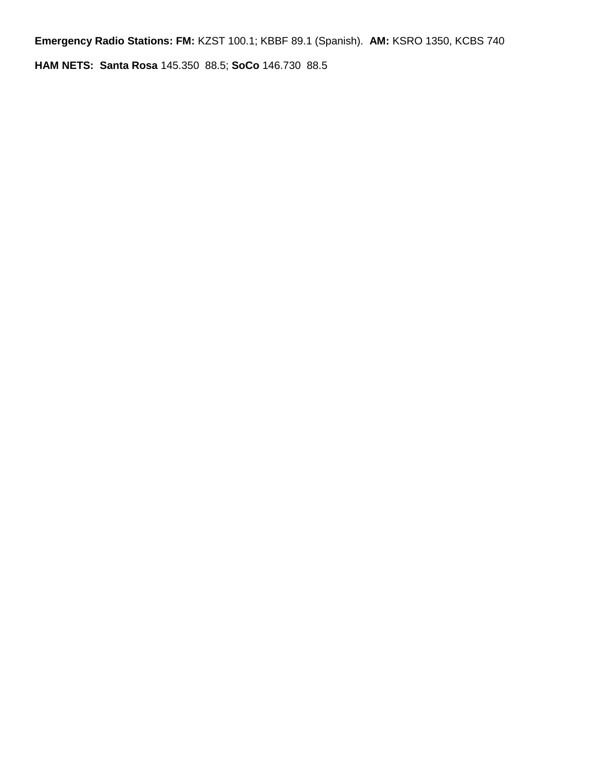**Emergency Radio Stations: FM:** KZST 100.1; KBBF 89.1 (Spanish). **AM:** KSRO 1350, KCBS 740

**HAM NETS: Santa Rosa** 145.350 88.5; **SoCo** 146.730 88.5